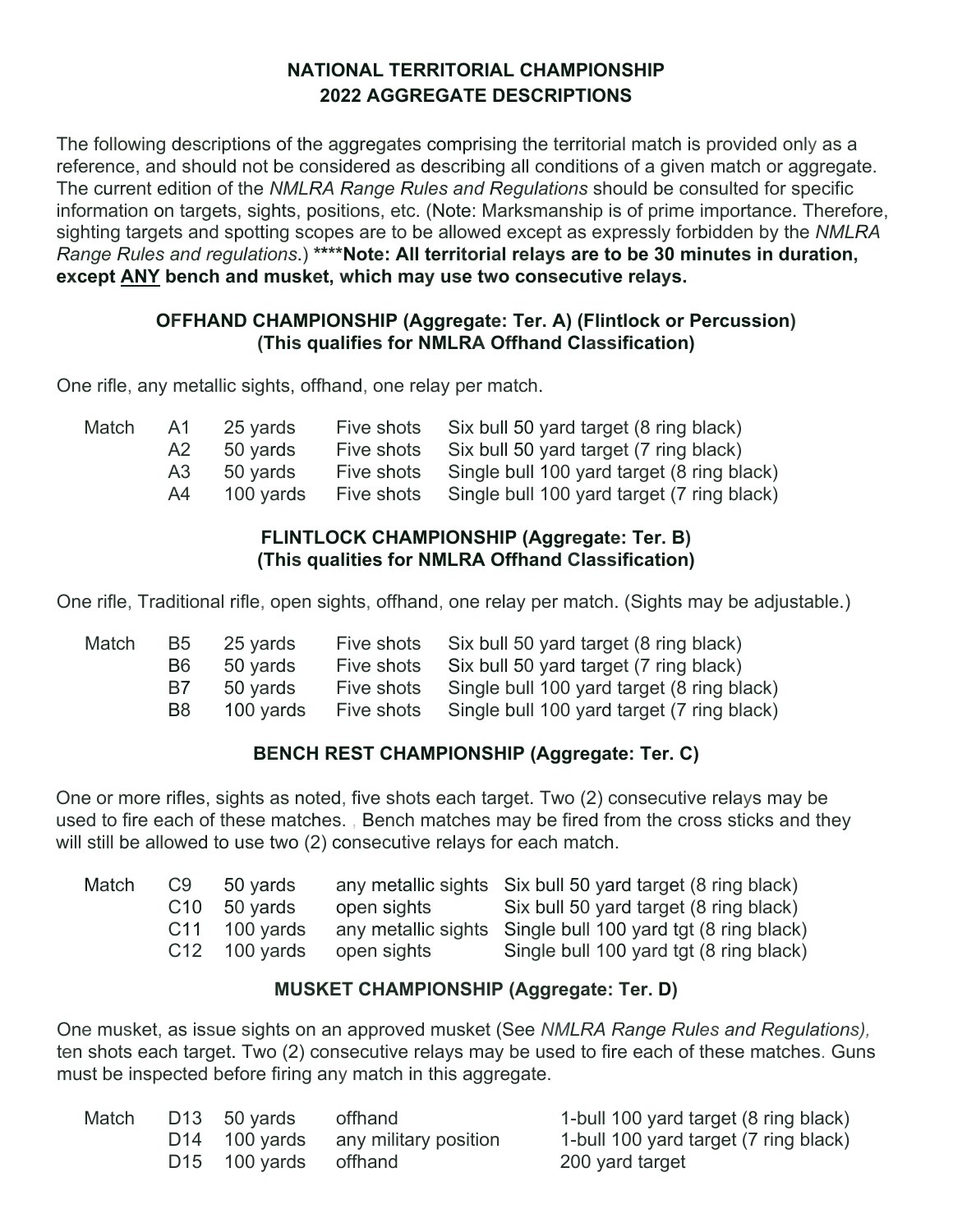# NATIONAL TERRITORIAL CHAMPIONSHIP
# 2022 AGGREGATE DESCRIPTIONS

The following descriptions of the aggregates comprising the territorial match is provided only as a reference, and should not be considered as describing all conditions of a given match or aggregate. The current edition of the *NMLRA Range Rules and Regulations* should be consulted for specific information on targets, sights, positions, etc. (Note: Marksmanship is of prime importance. Therefore, sighting targets and spotting scopes are to be allowed except as expressly forbidden by the *NMLRA Range Rules and regulations*.) ****Note: All territorial relays are to be 30 minutes in duration, except ANY bench and musket, which may use two consecutive relays.**

## OFFHAND CHAMPIONSHIP (Aggregate: Ter. A) (Flintlock or Percussion) (This qualifies for NMLRA Offhand Classification)

One rifle, any metallic sights, offhand, one relay per match.

| | | | | |
|---|---|---|---|---|
| Match | A1 | 25 yards | Five shots | Six bull 50 yard target (8 ring black) |
| | A2 | 50 yards | Five shots | Six bull 50 yard target (7 ring black) |
| | A3 | 50 yards | Five shots | Single bull 100 yard target (8 ring black) |
| | A4 | 100 yards | Five shots | Single bull 100 yard target (7 ring black) |

## FLINTLOCK CHAMPIONSHIP (Aggregate: Ter. B) (This qualities for NMLRA Offhand Classification)

One rifle, Traditional rifle, open sights, offhand, one relay per match. (Sights may be adjustable.)

| | | | | |
|---|---|---|---|---|
| Match | B5 | 25 yards | Five shots | Six bull 50 yard target (8 ring black) |
| | B6 | 50 yards | Five shots | Six bull 50 yard target (7 ring black) |
| | B7 | 50 yards | Five shots | Single bull 100 yard target (8 ring black) |
| | B8 | 100 yards | Five shots | Single bull 100 yard target (7 ring black) |

## BENCH REST CHAMPIONSHIP (Aggregate: Ter. C)

One or more rifles, sights as noted, five shots each target. Two (2) consecutive relays may be used to fire each of these matches. , Bench matches may be fired from the cross sticks and they will still be allowed to use two (2) consecutive relays for each match.

| | | | | |
|---|---|---|---|---|
| Match | C9 | 50 yards | any metallic sights | Six bull 50 yard target (8 ring black) |
| | C10 | 50 yards | open sights | Six bull 50 yard target (8 ring black) |
| | C11 | 100 yards | any metallic sights | Single bull 100 yard tgt (8 ring black) |
| | C12 | 100 yards | open sights | Single bull 100 yard tgt (8 ring black) |

## MUSKET CHAMPIONSHIP (Aggregate: Ter. D)

One musket, as issue sights on an approved musket (See *NMLRA Range Rules and Regulations),* ten shots each target. Two (2) consecutive relays may be used to fire each of these matches. Guns must be inspected before firing any match in this aggregate.

| | | | | |
|---|---|---|---|---|
| Match | D13 | 50 yards | offhand | 1-bull 100 yard target (8 ring black) |
| | D14 | 100 yards | any military position | 1-bull 100 yard target (7 ring black) |
| | D15 | 100 yards | offhand | 200 yard target |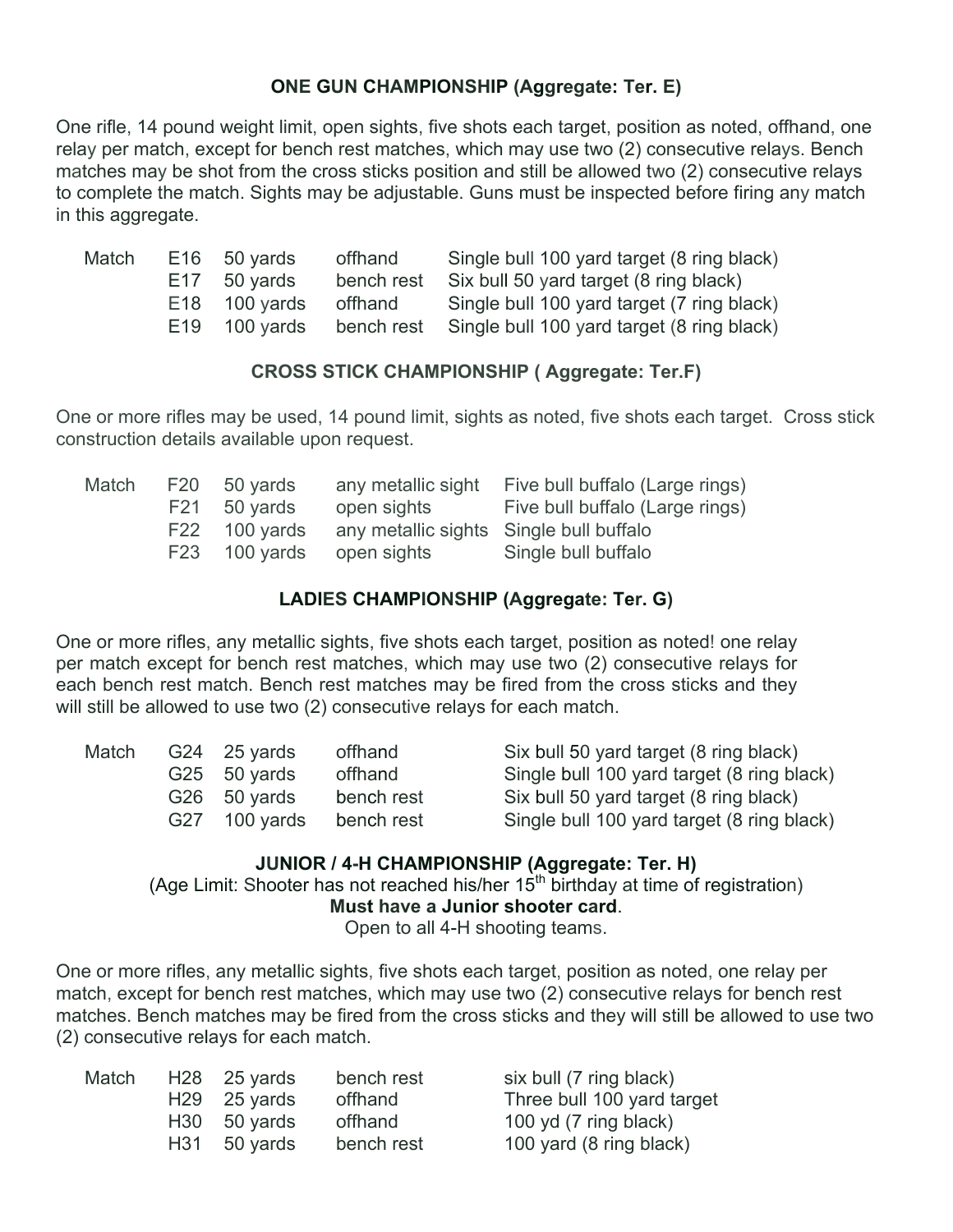### ONE GUN CHAMPIONSHIP (Aggregate: Ter. E)

One rifle, 14 pound weight limit, open sights, five shots each target, position as noted, offhand, one relay per match, except for bench rest matches, which may use two (2) consecutive relays. Bench matches may be shot from the cross sticks position and still be allowed two (2) consecutive relays to complete the match. Sights may be adjustable. Guns must be inspected before firing any match in this aggregate.

| Match | | | | |
|---|---|---|---|---|
| | E16 | 50 yards | offhand | Single bull 100 yard target (8 ring black) |
| | E17 | 50 yards | bench rest | Six bull 50 yard target (8 ring black) |
| | E18 | 100 yards | offhand | Single bull 100 yard target (7 ring black) |
| | E19 | 100 yards | bench rest | Single bull 100 yard target (8 ring black) |

### CROSS STICK CHAMPIONSHIP ( Aggregate: Ter.F)

One or more rifles may be used, 14 pound limit, sights as noted, five shots each target. Cross stick construction details available upon request.

| Match | | | | |
|---|---|---|---|---|
| | F20 | 50 yards | any metallic sight | Five bull buffalo (Large rings) |
| | F21 | 50 yards | open sights | Five bull buffalo (Large rings) |
| | F22 | 100 yards | any metallic sights | Single bull buffalo |
| | F23 | 100 yards | open sights | Single bull buffalo |

### LADIES CHAMPIONSHIP (Aggregate: Ter. G)

One or more rifles, any metallic sights, five shots each target, position as noted! one relay per match except for bench rest matches, which may use two (2) consecutive relays for each bench rest match. Bench rest matches may be fired from the cross sticks and they will still be allowed to use two (2) consecutive relays for each match.

| Match | | | | |
|---|---|---|---|---|
| | G24 | 25 yards | offhand | Six bull 50 yard target (8 ring black) |
| | G25 | 50 yards | offhand | Single bull 100 yard target (8 ring black) |
| | G26 | 50 yards | bench rest | Six bull 50 yard target (8 ring black) |
| | G27 | 100 yards | bench rest | Single bull 100 yard target (8 ring black) |

### JUNIOR / 4-H CHAMPIONSHIP (Aggregate: Ter. H)

(Age Limit: Shooter has not reached his/her 15th birthday at time of registration)

**Must have a Junior shooter card**.

Open to all 4-H shooting teams.

One or more rifles, any metallic sights, five shots each target, position as noted, one relay per match, except for bench rest matches, which may use two (2) consecutive relays for bench rest matches. Bench matches may be fired from the cross sticks and they will still be allowed to use two (2) consecutive relays for each match.

| Match | | | | |
|---|---|---|---|---|
| | H28 | 25 yards | bench rest | six bull (7 ring black) |
| | H29 | 25 yards | offhand | Three bull 100 yard target |
| | H30 | 50 yards | offhand | 100 yd (7 ring black) |
| | H31 | 50 yards | bench rest | 100 yard (8 ring black) |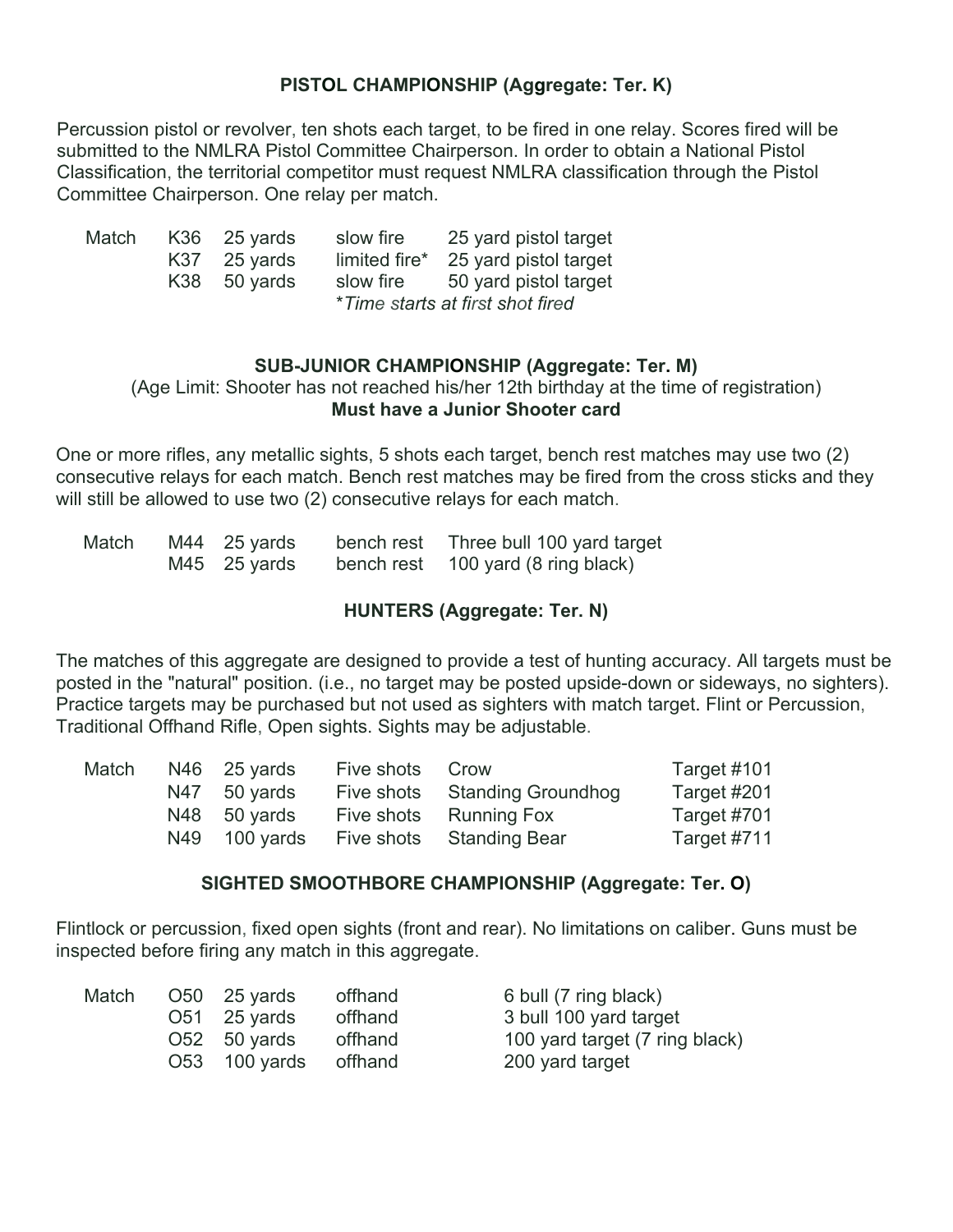### PISTOL CHAMPIONSHIP (Aggregate: Ter. K)

Percussion pistol or revolver, ten shots each target, to be fired in one relay. Scores fired will be submitted to the NMLRA Pistol Committee Chairperson. In order to obtain a National Pistol Classification, the territorial competitor must request NMLRA classification through the Pistol Committee Chairperson. One relay per match.

| Match | | | | |
|---|---|---|---|---|
| | K36 | 25 yards | slow fire | 25 yard pistol target |
| | K37 | 25 yards | limited fire* | 25 yard pistol target |
| | K38 | 50 yards | slow fire | 50 yard pistol target |

*\*Time starts at first shot fired*

### SUB-JUNIOR CHAMPIONSHIP (Aggregate: Ter. M)

(Age Limit: Shooter has not reached his/her 12th birthday at the time of registration)

**Must have a Junior Shooter card**

One or more rifles, any metallic sights, 5 shots each target, bench rest matches may use two (2) consecutive relays for each match. Bench rest matches may be fired from the cross sticks and they will still be allowed to use two (2) consecutive relays for each match.

| Match | | | | |
|---|---|---|---|---|
| | M44 | 25 yards | bench rest | Three bull 100 yard target |
| | M45 | 25 yards | bench rest | 100 yard (8 ring black) |

### HUNTERS (Aggregate: Ter. N)

The matches of this aggregate are designed to provide a test of hunting accuracy. All targets must be posted in the "natural" position. (i.e., no target may be posted upside-down or sideways, no sighters). Practice targets may be purchased but not used as sighters with match target. Flint or Percussion, Traditional Offhand Rifle, Open sights. Sights may be adjustable.

| Match | | | | | |
|---|---|---|---|---|---|
| | N46 | 25 yards | Five shots | Crow | Target #101 |
| | N47 | 50 yards | Five shots | Standing Groundhog | Target #201 |
| | N48 | 50 yards | Five shots | Running Fox | Target #701 |
| | N49 | 100 yards | Five shots | Standing Bear | Target #711 |

### SIGHTED SMOOTHBORE CHAMPIONSHIP (Aggregate: Ter. O)

Flintlock or percussion, fixed open sights (front and rear). No limitations on caliber. Guns must be inspected before firing any match in this aggregate.

| Match | | | | |
|---|---|---|---|---|
| | O50 | 25 yards | offhand | 6 bull (7 ring black) |
| | O51 | 25 yards | offhand | 3 bull 100 yard target |
| | O52 | 50 yards | offhand | 100 yard target (7 ring black) |
| | O53 | 100 yards | offhand | 200 yard target |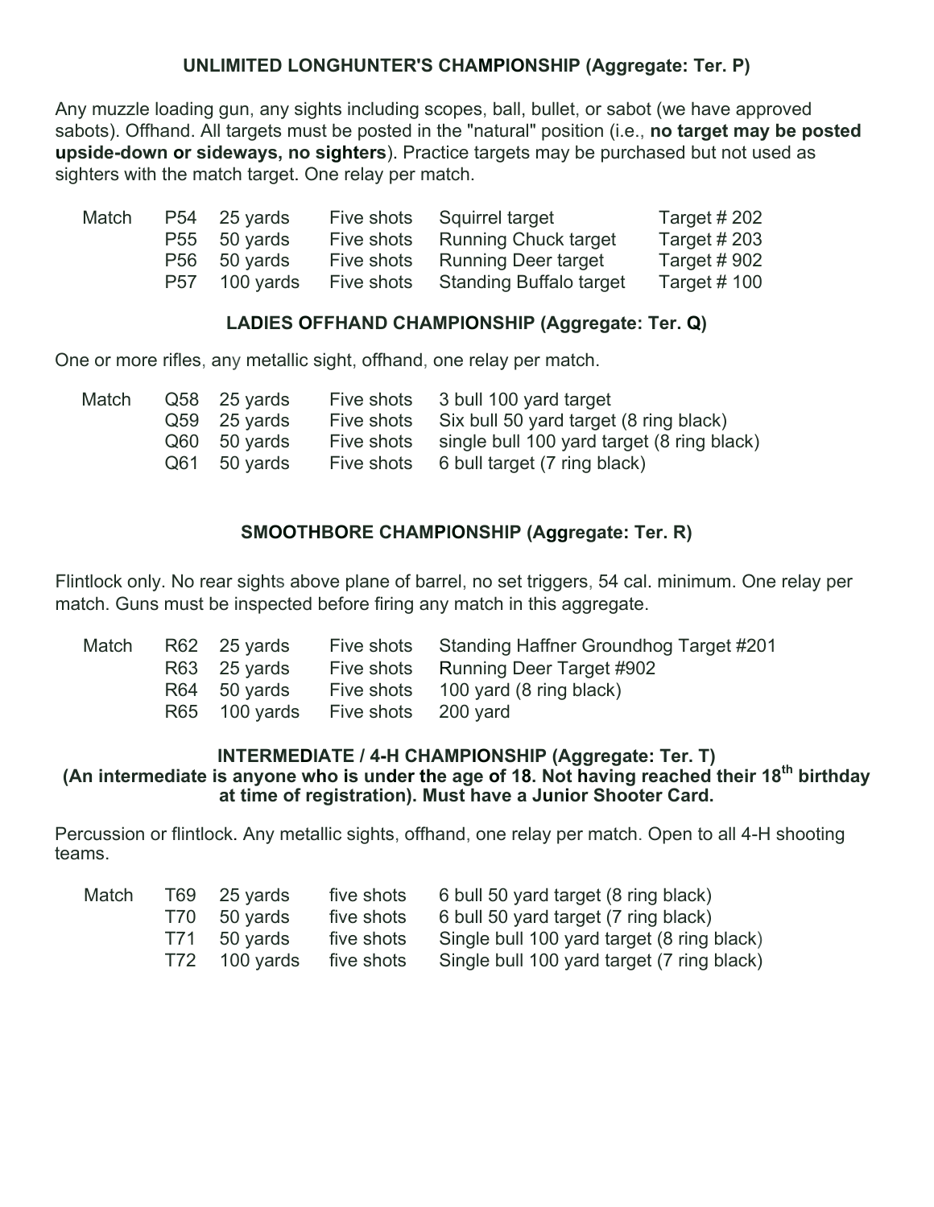### UNLIMITED LONGHUNTER'S CHAMPIONSHIP (Aggregate: Ter. P)

Any muzzle loading gun, any sights including scopes, ball, bullet, or sabot (we have approved sabots). Offhand. All targets must be posted in the "natural" position (i.e., **no target may be posted upside-down or sideways, no sighters**). Practice targets may be purchased but not used as sighters with the match target. One relay per match.

| Match | | | | | |
|---|---|---|---|---|---|
| | P54 | 25 yards | Five shots | Squirrel target | Target # 202 |
| | P55 | 50 yards | Five shots | Running Chuck target | Target # 203 |
| | P56 | 50 yards | Five shots | Running Deer target | Target # 902 |
| | P57 | 100 yards | Five shots | Standing Buffalo target | Target # 100 |

### LADIES OFFHAND CHAMPIONSHIP (Aggregate: Ter. Q)

One or more rifles, any metallic sight, offhand, one relay per match.

| Match | | | | |
|---|---|---|---|---|
| | Q58 | 25 yards | Five shots | 3 bull 100 yard target |
| | Q59 | 25 yards | Five shots | Six bull 50 yard target (8 ring black) |
| | Q60 | 50 yards | Five shots | single bull 100 yard target (8 ring black) |
| | Q61 | 50 yards | Five shots | 6 bull target (7 ring black) |

### SMOOTHBORE CHAMPIONSHIP (Aggregate: Ter. R)

Flintlock only. No rear sights above plane of barrel, no set triggers, 54 cal. minimum. One relay per match. Guns must be inspected before firing any match in this aggregate.

| Match | | | | |
|---|---|---|---|---|
| | R62 | 25 yards | Five shots | Standing Haffner Groundhog Target #201 |
| | R63 | 25 yards | Five shots | Running Deer Target #902 |
| | R64 | 50 yards | Five shots | 100 yard (8 ring black) |
| | R65 | 100 yards | Five shots | 200 yard |

### INTERMEDIATE / 4-H CHAMPIONSHIP (Aggregate: Ter. T)
**(An intermediate is anyone who is under the age of 18. Not having reached their 18th birthday at time of registration). Must have a Junior Shooter Card.**

Percussion or flintlock. Any metallic sights, offhand, one relay per match. Open to all 4-H shooting teams.

| Match | | | | |
|---|---|---|---|---|
| | T69 | 25 yards | five shots | 6 bull 50 yard target (8 ring black) |
| | T70 | 50 yards | five shots | 6 bull 50 yard target (7 ring black) |
| | T71 | 50 yards | five shots | Single bull 100 yard target (8 ring black) |
| | T72 | 100 yards | five shots | Single bull 100 yard target (7 ring black) |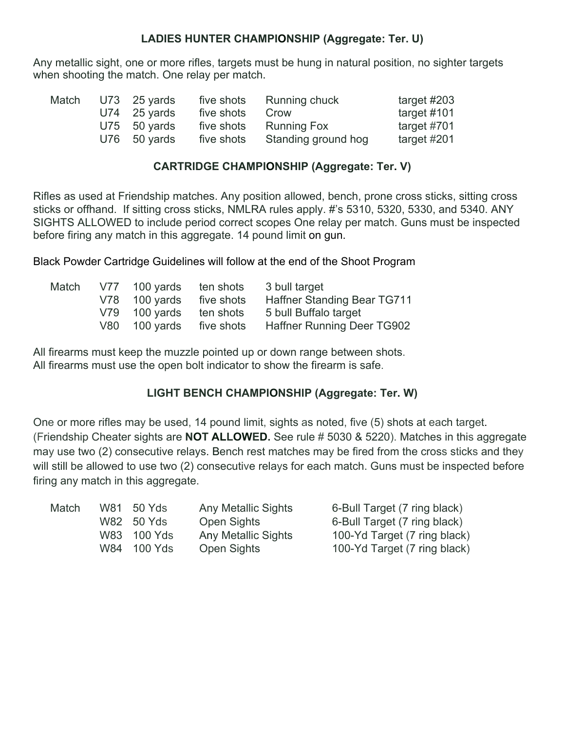### LADIES HUNTER CHAMPIONSHIP (Aggregate: Ter. U)

Any metallic sight, one or more rifles, targets must be hung in natural position, no sighter targets when shooting the match. One relay per match.

| Match | | | | | |
|---|---|---|---|---|---|
| | U73 | 25 yards | five shots | Running chuck | target #203 |
| | U74 | 25 yards | five shots | Crow | target #101 |
| | U75 | 50 yards | five shots | Running Fox | target #701 |
| | U76 | 50 yards | five shots | Standing ground hog | target #201 |

### CARTRIDGE CHAMPIONSHIP (Aggregate: Ter. V)

Rifles as used at Friendship matches. Any position allowed, bench, prone cross sticks, sitting cross sticks or offhand. If sitting cross sticks, NMLRA rules apply. #'s 5310, 5320, 5330, and 5340. ANY SIGHTS ALLOWED to include period correct scopes One relay per match. Guns must be inspected before firing any match in this aggregate. 14 pound limit on gun.

Black Powder Cartridge Guidelines will follow at the end of the Shoot Program

| Match | | | | |
|---|---|---|---|---|
| | V77 | 100 yards | ten shots | 3 bull target |
| | V78 | 100 yards | five shots | Haffner Standing Bear TG711 |
| | V79 | 100 yards | ten shots | 5 bull Buffalo target |
| | V80 | 100 yards | five shots | Haffner Running Deer TG902 |

All firearms must keep the muzzle pointed up or down range between shots.
All firearms must use the open bolt indicator to show the firearm is safe.

### LIGHT BENCH CHAMPIONSHIP (Aggregate: Ter. W)

One or more rifles may be used, 14 pound limit, sights as noted, five (5) shots at each target. (Friendship Cheater sights are **NOT ALLOWED.** See rule # 5030 & 5220). Matches in this aggregate may use two (2) consecutive relays. Bench rest matches may be fired from the cross sticks and they will still be allowed to use two (2) consecutive relays for each match. Guns must be inspected before firing any match in this aggregate.

| Match | | | | |
|---|---|---|---|---|
| | W81 | 50 Yds | Any Metallic Sights | 6-Bull Target (7 ring black) |
| | W82 | 50 Yds | Open Sights | 6-Bull Target (7 ring black) |
| | W83 | 100 Yds | Any Metallic Sights | 100-Yd Target (7 ring black) |
| | W84 | 100 Yds | Open Sights | 100-Yd Target (7 ring black) |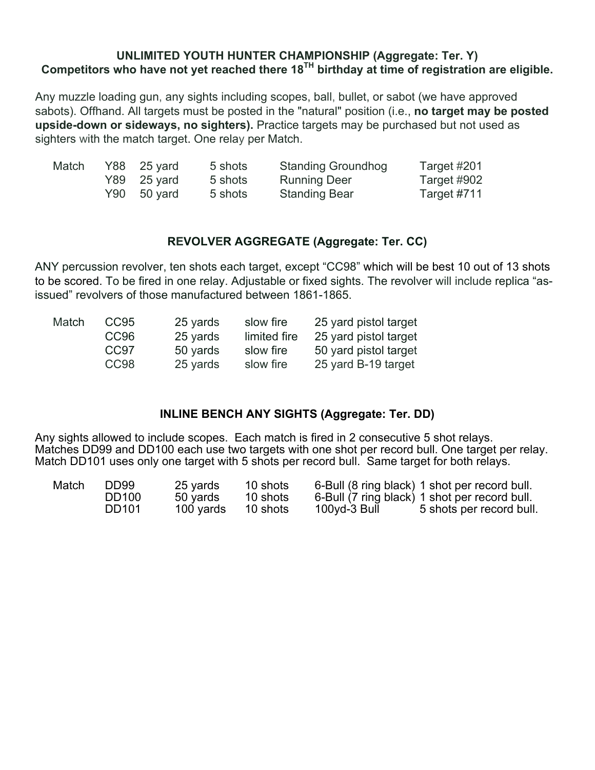## UNLIMITED YOUTH HUNTER CHAMPIONSHIP (Aggregate: Ter. Y)

**Competitors who have not yet reached there 18TH birthday at time of registration are eligible.**

Any muzzle loading gun, any sights including scopes, ball, bullet, or sabot (we have approved sabots). Offhand. All targets must be posted in the "natural" position (i.e., **no target may be posted upside-down or sideways, no sighters).** Practice targets may be purchased but not used as sighters with the match target. One relay per Match.

| Match | | | | | |
|---|---|---|---|---|---|
| | Y88 | 25 yard | 5 shots | Standing Groundhog | Target #201 |
| | Y89 | 25 yard | 5 shots | Running Deer | Target #902 |
| | Y90 | 50 yard | 5 shots | Standing Bear | Target #711 |

## REVOLVER AGGREGATE (Aggregate: Ter. CC)

ANY percussion revolver, ten shots each target, except "CC98" which will be best 10 out of 13 shots to be scored. To be fired in one relay. Adjustable or fixed sights. The revolver will include replica "as-issued" revolvers of those manufactured between 1861-1865.

| Match | | | | |
|---|---|---|---|---|
| | CC95 | 25 yards | slow fire | 25 yard pistol target |
| | CC96 | 25 yards | limited fire | 25 yard pistol target |
| | CC97 | 50 yards | slow fire | 50 yard pistol target |
| | CC98 | 25 yards | slow fire | 25 yard B-19 target |

## INLINE BENCH ANY SIGHTS (Aggregate: Ter. DD)

Any sights allowed to include scopes. Each match is fired in 2 consecutive 5 shot relays. Matches DD99 and DD100 each use two targets with one shot per record bull. One target per relay. Match DD101 uses only one target with 5 shots per record bull. Same target for both relays.

| Match | | | | | |
|---|---|---|---|---|---|
| | DD99 | 25 yards | 10 shots | 6-Bull (8 ring black) | 1 shot per record bull. |
| | DD100 | 50 yards | 10 shots | 6-Bull (7 ring black) | 1 shot per record bull. |
| | DD101 | 100 yards | 10 shots | 100yd-3 Bull | 5 shots per record bull. |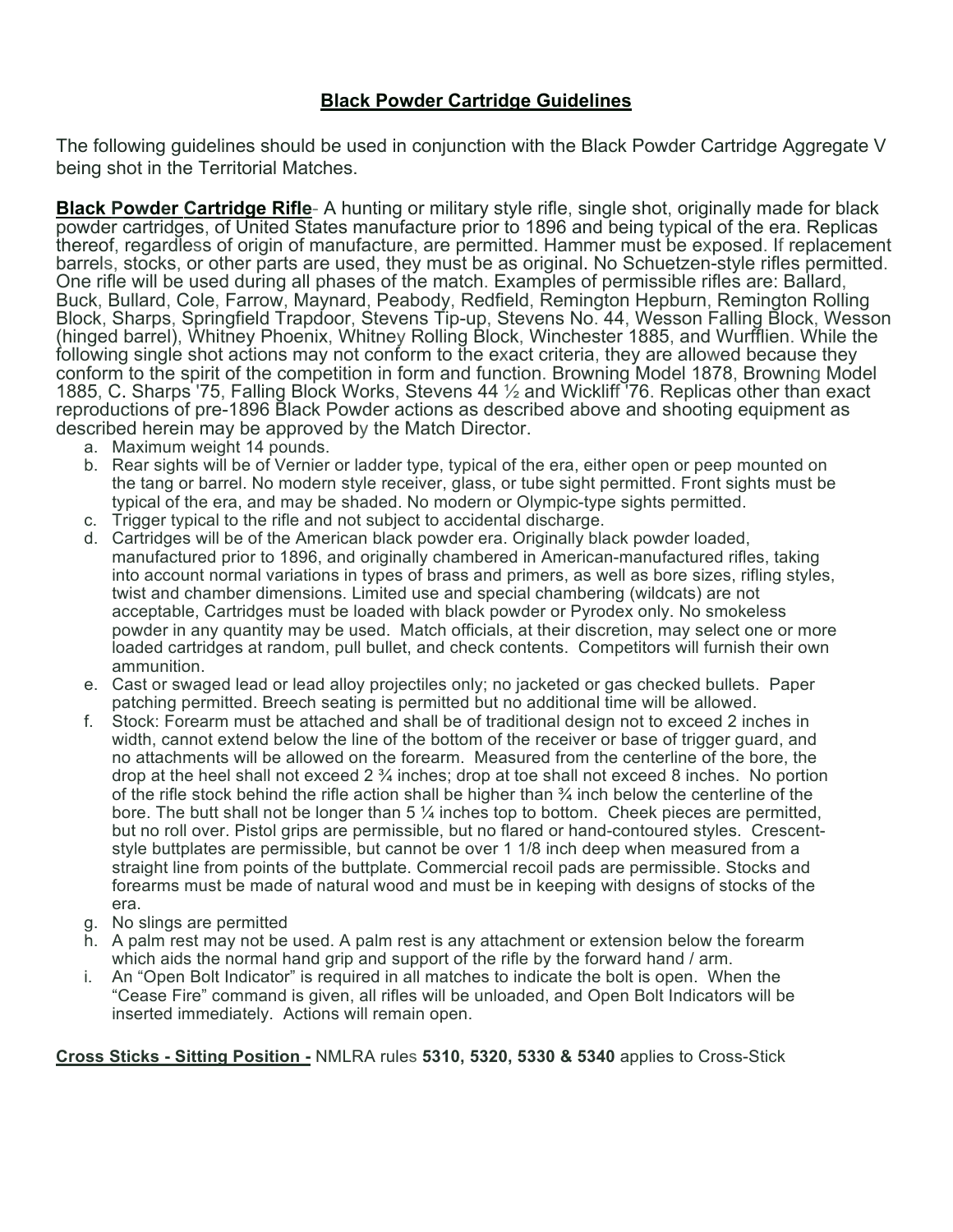## Black Powder Cartridge Guidelines

The following guidelines should be used in conjunction with the Black Powder Cartridge Aggregate V being shot in the Territorial Matches.

**Black Powder Cartridge Rifle**- A hunting or military style rifle, single shot, originally made for black powder cartridges, of United States manufacture prior to 1896 and being typical of the era. Replicas thereof, regardless of origin of manufacture, are permitted. Hammer must be exposed. If replacement barrels, stocks, or other parts are used, they must be as original. No Schuetzen-style rifles permitted. One rifle will be used during all phases of the match. Examples of permissible rifles are: Ballard, Buck, Bullard, Cole, Farrow, Maynard, Peabody, Redfield, Remington Hepburn, Remington Rolling Block, Sharps, Springfield Trapdoor, Stevens Tip-up, Stevens No. 44, Wesson Falling Block, Wesson (hinged barrel), Whitney Phoenix, Whitney Rolling Block, Winchester 1885, and Wurfflien. While the following single shot actions may not conform to the exact criteria, they are allowed because they conform to the spirit of the competition in form and function. Browning Model 1878, Browning Model 1885, C. Sharps '75, Falling Block Works, Stevens 44 ½ and Wickliff '76. Replicas other than exact reproductions of pre-1896 Black Powder actions as described above and shooting equipment as described herein may be approved by the Match Director.

a. Maximum weight 14 pounds.
b. Rear sights will be of Vernier or ladder type, typical of the era, either open or peep mounted on the tang or barrel. No modern style receiver, glass, or tube sight permitted. Front sights must be typical of the era, and may be shaded. No modern or Olympic-type sights permitted.
c. Trigger typical to the rifle and not subject to accidental discharge.
d. Cartridges will be of the American black powder era. Originally black powder loaded, manufactured prior to 1896, and originally chambered in American-manufactured rifles, taking into account normal variations in types of brass and primers, as well as bore sizes, rifling styles, twist and chamber dimensions. Limited use and special chambering (wildcats) are not acceptable, Cartridges must be loaded with black powder or Pyrodex only. No smokeless powder in any quantity may be used. Match officials, at their discretion, may select one or more loaded cartridges at random, pull bullet, and check contents. Competitors will furnish their own ammunition.
e. Cast or swaged lead or lead alloy projectiles only; no jacketed or gas checked bullets. Paper patching permitted. Breech seating is permitted but no additional time will be allowed.
f. Stock: Forearm must be attached and shall be of traditional design not to exceed 2 inches in width, cannot extend below the line of the bottom of the receiver or base of trigger guard, and no attachments will be allowed on the forearm. Measured from the centerline of the bore, the drop at the heel shall not exceed 2 ¾ inches; drop at toe shall not exceed 8 inches. No portion of the rifle stock behind the rifle action shall be higher than ¾ inch below the centerline of the bore. The butt shall not be longer than 5 ¼ inches top to bottom. Cheek pieces are permitted, but no roll over. Pistol grips are permissible, but no flared or hand-contoured styles. Crescent-style buttplates are permissible, but cannot be over 1 1/8 inch deep when measured from a straight line from points of the buttplate. Commercial recoil pads are permissible. Stocks and forearms must be made of natural wood and must be in keeping with designs of stocks of the era.
g. No slings are permitted
h. A palm rest may not be used. A palm rest is any attachment or extension below the forearm which aids the normal hand grip and support of the rifle by the forward hand / arm.
i. An "Open Bolt Indicator" is required in all matches to indicate the bolt is open. When the "Cease Fire" command is given, all rifles will be unloaded, and Open Bolt Indicators will be inserted immediately. Actions will remain open.

**Cross Sticks - Sitting Position -** NMLRA rules **5310, 5320, 5330 & 5340** applies to Cross-Stick